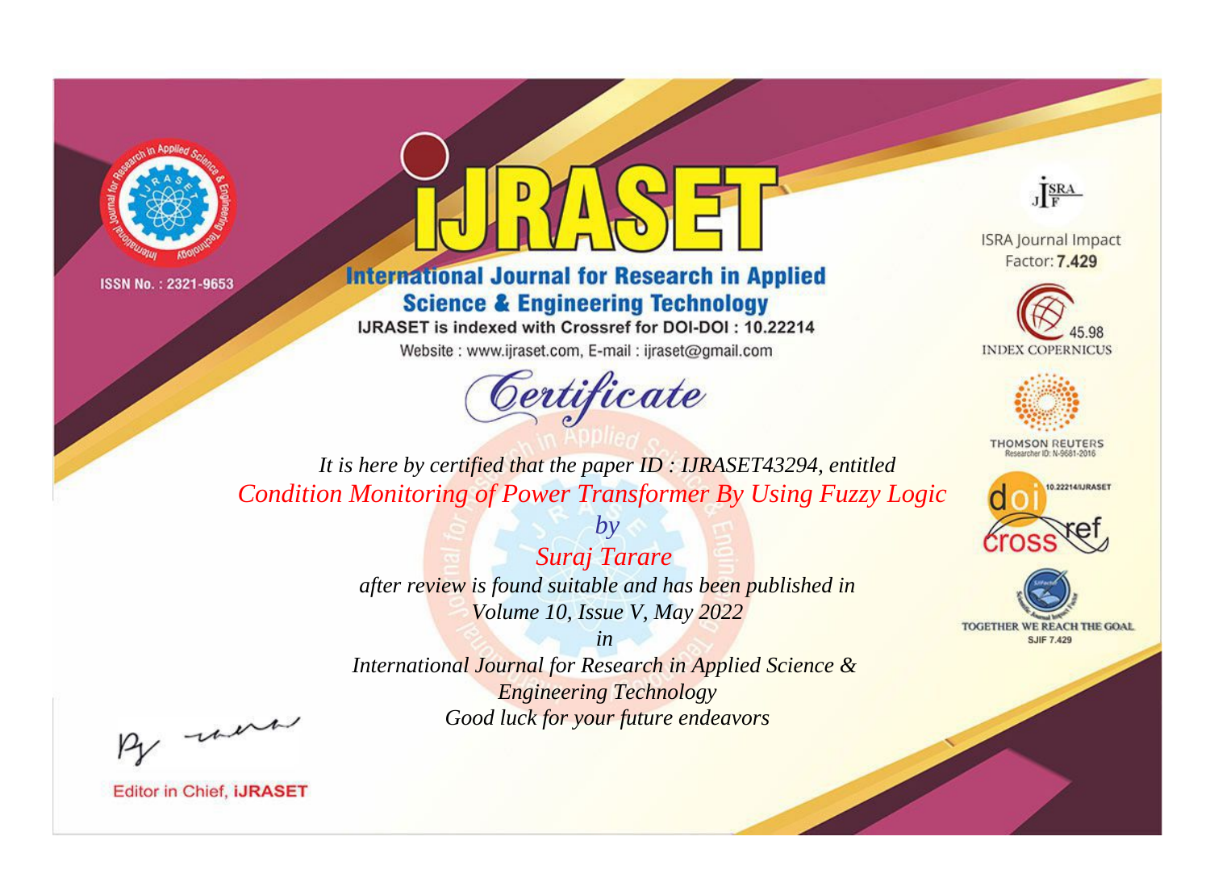ISSN No. : 2321-9653

# IJRASET

## International Journal for Research in Applied Science & Engineering Technology

IJRASET is indexed with Crossref for DOI-DOI : 10.22214

Website : www.ijraset.com, E-mail : ijraset@gmail.com

ISRA Journal Impact Factor: **7.429**

45.98 INDEX COPERNICUS

THOMSON REUTERS Researcher ID: N-9681-2016

10.22214/IJRASET

TOGETHER WE REACH THE GOAL SJIF 7.429

# *Certificate*

*It is here by certified that the paper ID : IJRASET43294, entitled*

*Condition Monitoring of Power Transformer By Using Fuzzy Logic*

*by*

*Suraj Tarare*

*after review is found suitable and has been published in*

*Volume 10, Issue V, May 2022*

*in*

*International Journal for Research in Applied Science & Engineering Technology*

*Good luck for your future endeavors*

Editor in Chief, **iJRASET**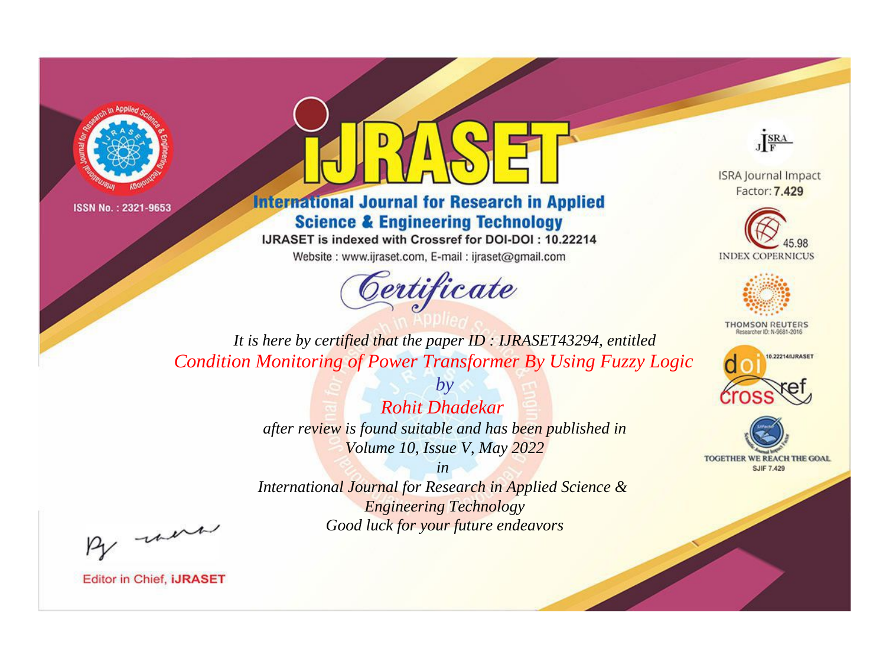ISSN No. : 2321-9653

# iJRASET

## International Journal for Research in Applied Science & Engineering Technology

IJRASET is indexed with Crossref for DOI-DOI : 10.22214

Website : www.ijraset.com, E-mail : ijraset@gmail.com

ISRA Journal Impact Factor: **7.429**

45.98 INDEX COPERNICUS

THOMSON REUTERS Researcher ID: N-9681-2016

10.22214/IJRASET

TOGETHER WE REACH THE GOAL SJIF 7.429

# *Certificate*

*It is here by certified that the paper ID : IJRASET43294, entitled*

*Condition Monitoring of Power Transformer By Using Fuzzy Logic*

*by*

*Rohit Dhadekar*

*after review is found suitable and has been published in*

*Volume 10, Issue V, May 2022*

*in*

*International Journal for Research in Applied Science & Engineering Technology*

*Good luck for your future endeavors*

Editor in Chief, **iJRASET**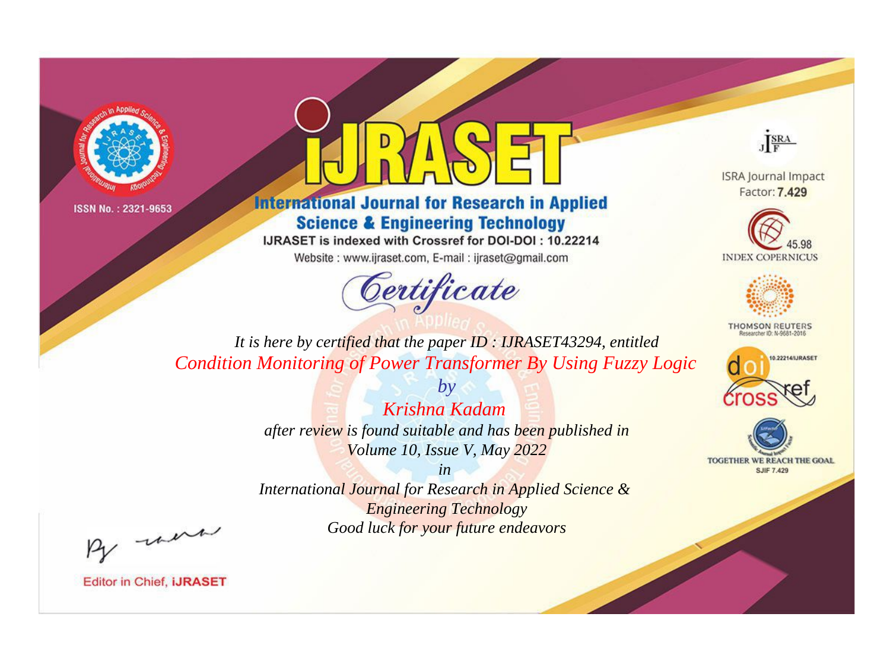ISSN No. : 2321-9653

# iJRASET

## International Journal for Research in Applied Science & Engineering Technology

IJRASET is indexed with Crossref for DOI-DOI : 10.22214

Website : www.ijraset.com, E-mail : ijraset@gmail.com

ISRA Journal Impact Factor: **7.429**

45.98 INDEX COPERNICUS

THOMSON REUTERS Researcher ID: N-9681-2016

10.22214/IJRASET

TOGETHER WE REACH THE GOAL SJIF 7.429

# *Certificate*

*It is here by certified that the paper ID : IJRASET43294, entitled*

*Condition Monitoring of Power Transformer By Using Fuzzy Logic*

*by*

*Krishna Kadam*

*after review is found suitable and has been published in*

*Volume 10, Issue V, May 2022*

*in*

*International Journal for Research in Applied Science & Engineering Technology*

*Good luck for your future endeavors*

Editor in Chief, **iJRASET**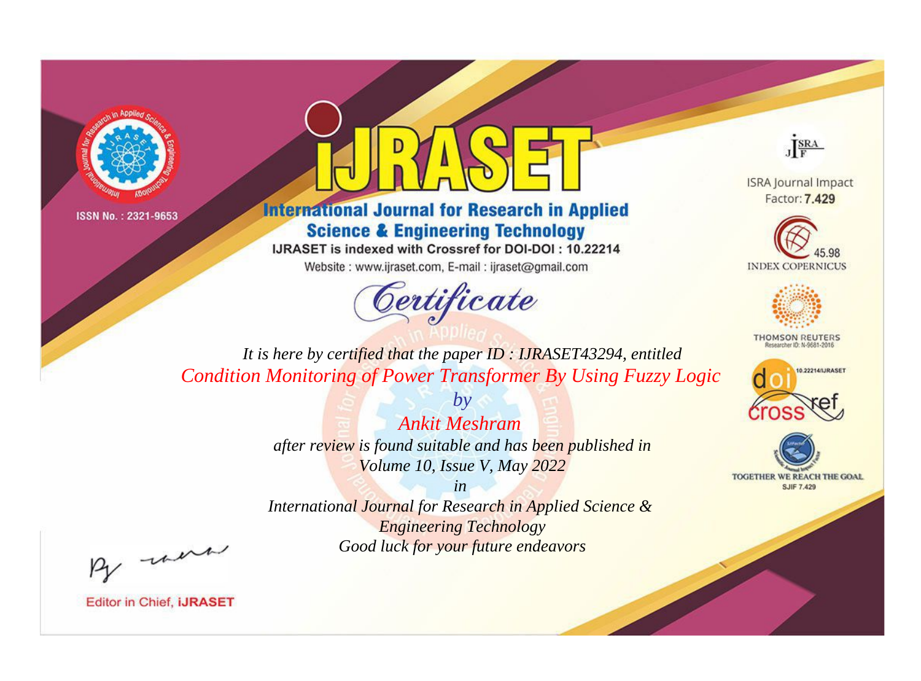ISSN No. : 2321-9653

# IJRASET

## International Journal for Research in Applied Science & Engineering Technology

IJRASET is indexed with Crossref for DOI-DOI : 10.22214

Website : www.ijraset.com, E-mail : ijraset@gmail.com

ISRA Journal Impact Factor: **7.429**

45.98 INDEX COPERNICUS

THOMSON REUTERS Researcher ID: N-9681-2016

10.22214/IJRASET

TOGETHER WE REACH THE GOAL SJIF 7.429

# *Certificate*

*It is here by certified that the paper ID : IJRASET43294, entitled*

*Condition Monitoring of Power Transformer By Using Fuzzy Logic*

*by*

*Ankit Meshram*

*after review is found suitable and has been published in*

*Volume 10, Issue V, May 2022*

*in*

*International Journal for Research in Applied Science & Engineering Technology*

*Good luck for your future endeavors*

Editor in Chief, **iJRASET**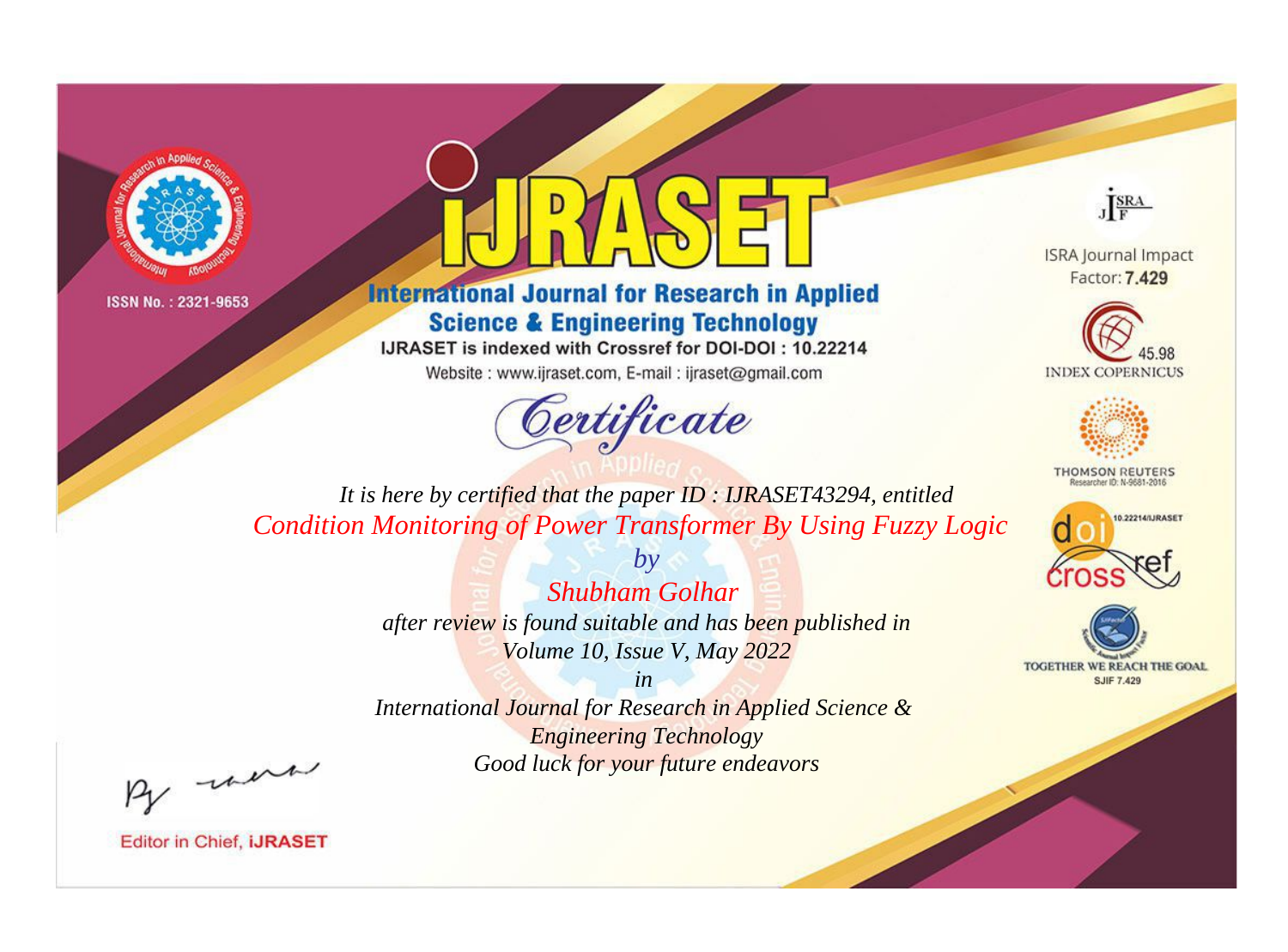ISSN No. : 2321-9653

# International Journal for Research in Applied Science & Engineering Technology

IJRASET is indexed with Crossref for DOI-DOI : 10.22214

Website : www.ijraset.com, E-mail : ijraset@gmail.com

ISRA Journal Impact Factor: **7.429**

45.98 INDEX COPERNICUS

THOMSON REUTERS Researcher ID: N-9681-2016

10.22214/IJRASET

TOGETHER WE REACH THE GOAL SJIF 7.429

## Certificate

*It is here by certified that the paper ID : IJRASET43294, entitled*

*Condition Monitoring of Power Transformer By Using Fuzzy Logic*

*by*

*Shubham Golhar*

*after review is found suitable and has been published in*

*Volume 10, Issue V, May 2022*

*in*

*International Journal for Research in Applied Science & Engineering Technology*

*Good luck for your future endeavors*

Editor in Chief, **iJRASET**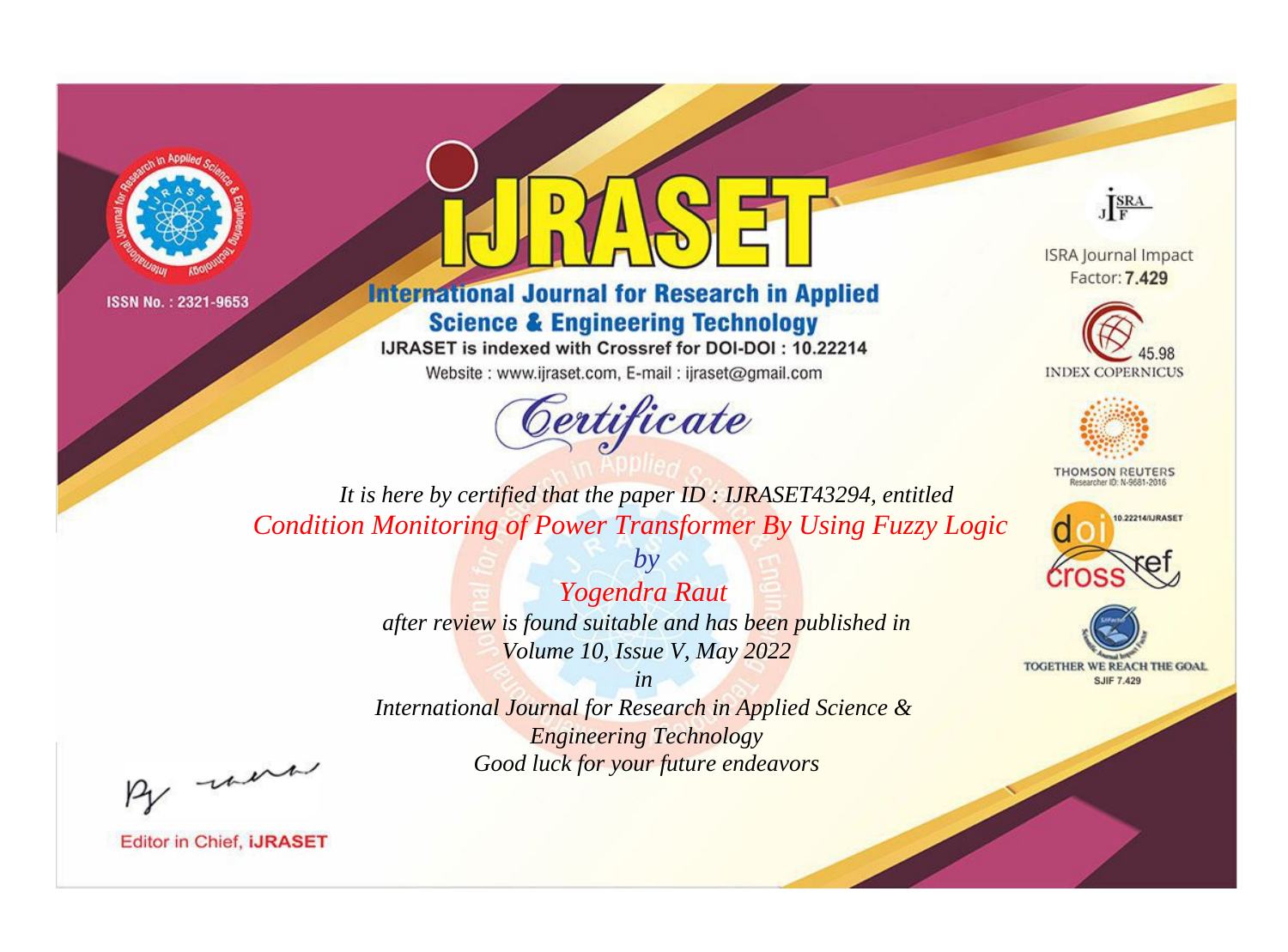ISSN No. : 2321-9653

# iJRASET

## International Journal for Research in Applied Science & Engineering Technology

IJRASET is indexed with Crossref for DOI-DOI : 10.22214

Website : www.ijraset.com, E-mail : ijraset@gmail.com

ISRA Journal Impact Factor: **7.429**

45.98 INDEX COPERNICUS

THOMSON REUTERS Researcher ID: N-9681-2016

10.22214/IJRASET

TOGETHER WE REACH THE GOAL SJIF 7.429

# *Certificate*

*It is here by certified that the paper ID : IJRASET43294, entitled*

*Condition Monitoring of Power Transformer By Using Fuzzy Logic*

*by*

*Yogendra Raut*

*after review is found suitable and has been published in*

*Volume 10, Issue V, May 2022*

*in*

*International Journal for Research in Applied Science & Engineering Technology*

*Good luck for your future endeavors*

Editor in Chief, **iJRASET**